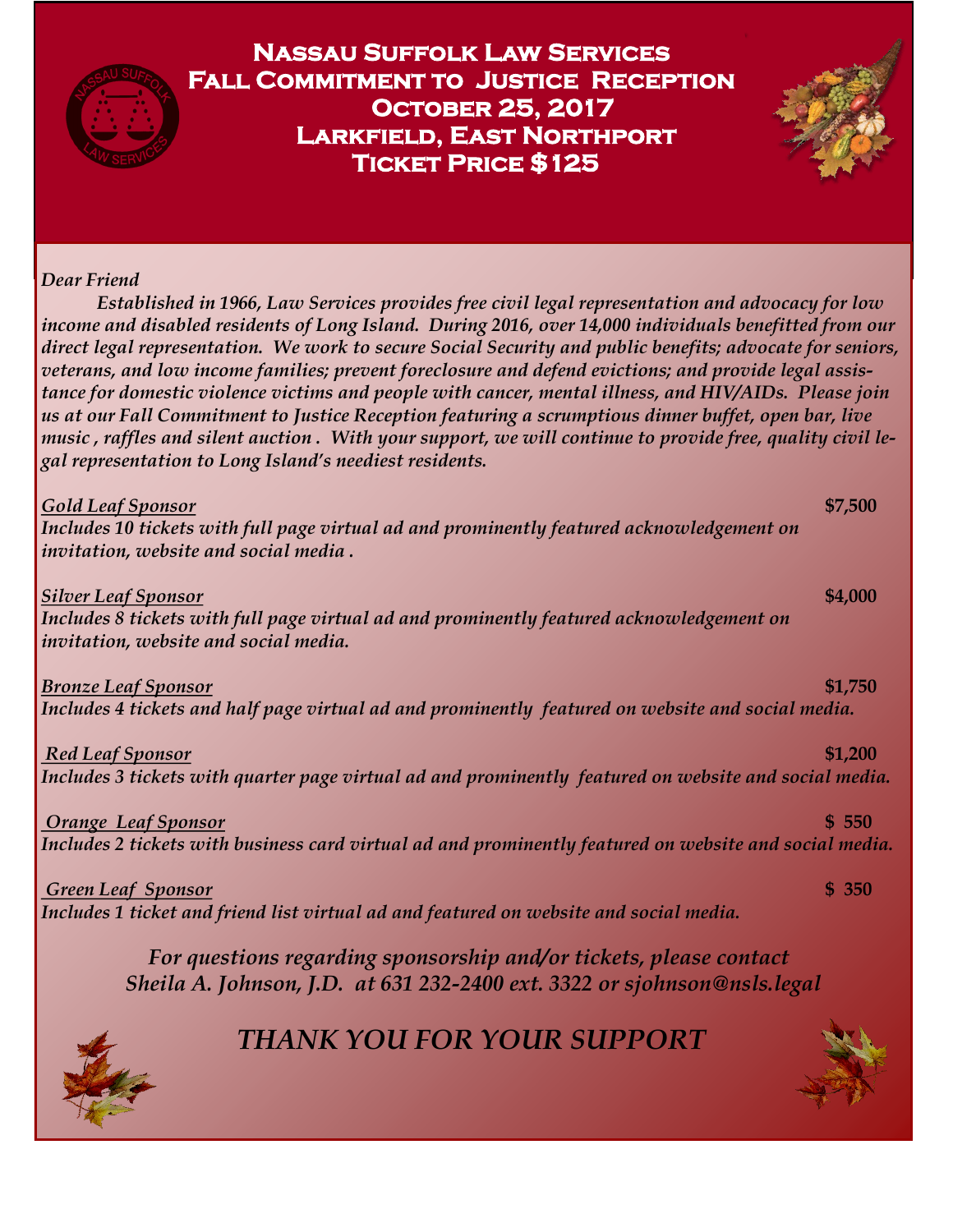# Nassau Suffolk Law Services
## Fall Commitment to Justice Reception
## October 25, 2017
## Larkfield, East Northport
## Ticket Price $125

*Dear Friend*

*Established in 1966, Law Services provides free civil legal representation and advocacy for low income and disabled residents of Long Island. During 2016, over 14,000 individuals benefitted from our direct legal representation. We work to secure Social Security and public benefits; advocate for seniors, veterans, and low income families; prevent foreclosure and defend evictions; and provide legal assistance for domestic violence victims and people with cancer, mental illness, and HIV/AIDs. Please join us at our Fall Commitment to Justice Reception featuring a scrumptious dinner buffet, open bar, live music , raffles and silent auction . With your support, we will continue to provide free, quality civil legal representation to Long Island's neediest residents.*

***Gold Leaf Sponsor*** — **$7,500**
*Includes 10 tickets with full page virtual ad and prominently featured acknowledgement on invitation, website and social media .*

***Silver Leaf Sponsor*** — **$4,000**
*Includes 8 tickets with full page virtual ad and prominently featured acknowledgement on invitation, website and social media.*

***Bronze Leaf Sponsor*** — **$1,750**
*Includes 4 tickets and half page virtual ad and prominently featured on website and social media.*

***Red Leaf Sponsor*** — **$1,200**
*Includes 3 tickets with quarter page virtual ad and prominently featured on website and social media.*

***Orange Leaf Sponsor*** — **$ 550**
*Includes 2 tickets with business card virtual ad and prominently featured on website and social media.*

***Green Leaf Sponsor*** — **$ 350**
*Includes 1 ticket and friend list virtual ad and featured on website and social media.*

*For questions regarding sponsorship and/or tickets, please contact Sheila A. Johnson, J.D. at 631 232-2400 ext. 3322 or sjohnson@nsls.legal*

*THANK YOU FOR YOUR SUPPORT*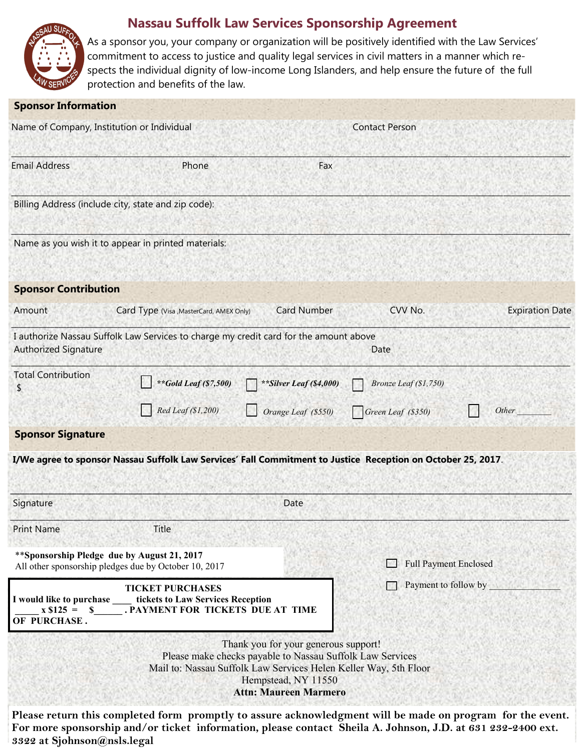# Nassau Suffolk Law Services Sponsorship Agreement

As a sponsor you, your company or organization will be positively identified with the Law Services' commitment to access to justice and quality legal services in civil matters in a manner which respects the individual dignity of low-income Long Islanders, and help ensure the future of the full protection and benefits of the law.

## Sponsor Information

Name of Company, Institution or Individual ____________________ Contact Person ____________________

Email Address ____________________ Phone ____________________ Fax ____________________

Billing Address (include city, state and zip code): ____________________

Name as you wish it to appear in printed materials: ____________________

## Sponsor Contribution

Amount ______ Card Type (Visa ,MasterCard, AMEX Only) ______ Card Number ______ CVV No. ______ Expiration Date ______

I authorize Nassau Suffolk Law Services to charge my credit card for the amount above

Authorized Signature ____________________ Date ____________________

Total Contribution $

- ☐ ***\*\*Gold Leaf ($7,500)***
- ☐ ***\*\*Silver Leaf ($4,000)***
- ☐ *Bronze Leaf ($1,750)*
- ☐ *Red Leaf ($1,200)*
- ☐ *Orange Leaf ($550)*
- ☐ *Green Leaf ($350)*
- ☐ *Other ________*

## Sponsor Signature

**I/We agree to sponsor Nassau Suffolk Law Services' Fall Commitment to Justice Reception on October 25, 2017**.

Signature ____________________ Date ____________________

Print Name ____________________ Title ____________________

**\*\*Sponsorship Pledge due by August 21, 2017**
All other sponsorship pledges due by October 10, 2017

☐ Full Payment Enclosed

☐ Payment to follow by ______________

**TICKET PURCHASES**
**I would like to purchase ____ tickets to Law Services Reception _____ x $125 = $______ . PAYMENT FOR TICKETS DUE AT TIME OF PURCHASE .**

Thank you for your generous support!
Please make checks payable to Nassau Suffolk Law Services
Mail to: Nassau Suffolk Law Services Helen Keller Way, 5th Floor
Hempstead, NY 11550
**Attn: Maureen Marmero**

**Please return this completed form promptly to assure acknowledgment will be made on program for the event. For more sponsorship and/or ticket information, please contact Sheila A. Johnson, J.D. at 631 232-2400 ext. 3322 at Sjohnson@nsls.legal**